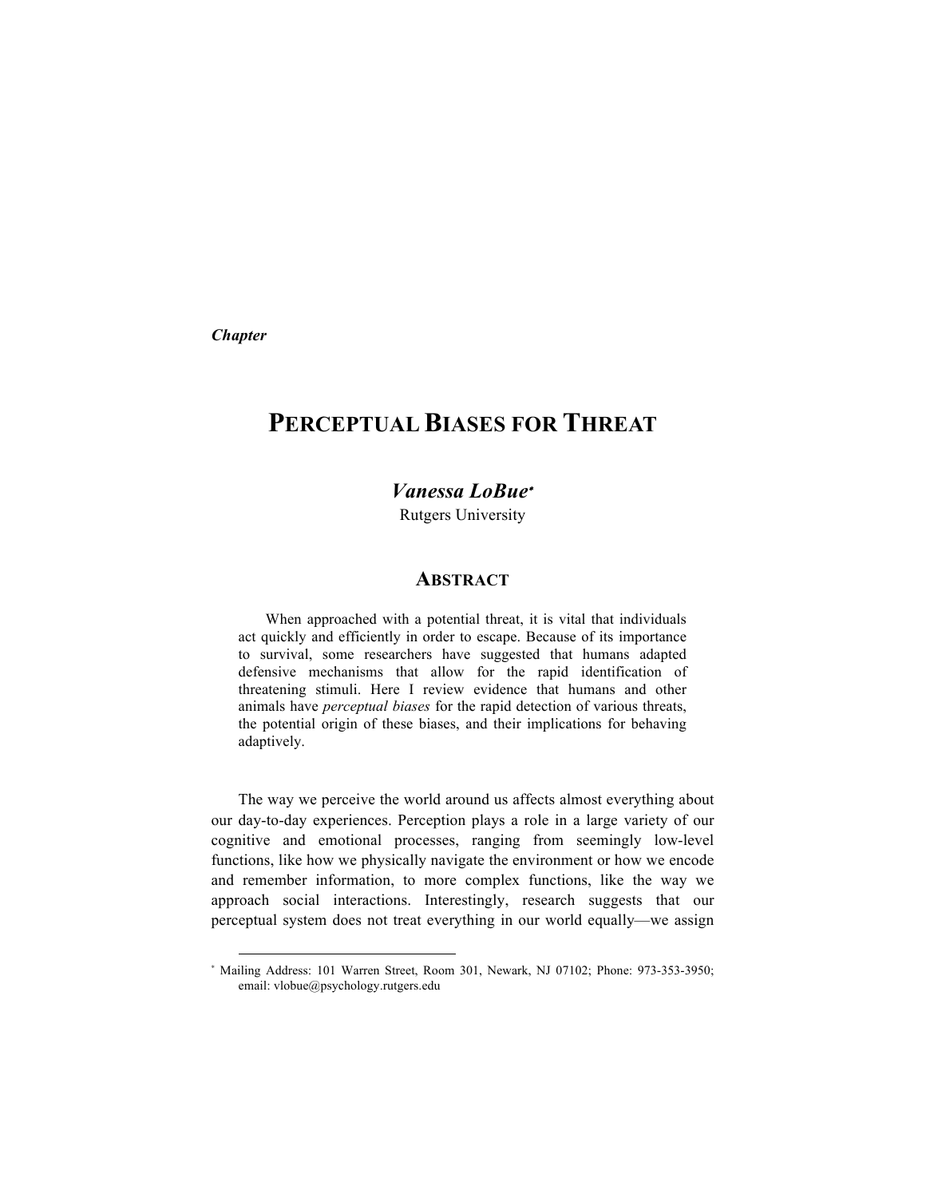*Chapter*

# PERCEPTUAL BIASES FOR THREAT

***Vanessa LoBue*** [*]

Rutgers University

## ABSTRACT

When approached with a potential threat, it is vital that individuals act quickly and efficiently in order to escape. Because of its importance to survival, some researchers have suggested that humans adapted defensive mechanisms that allow for the rapid identification of threatening stimuli. Here I review evidence that humans and other animals have *perceptual biases* for the rapid detection of various threats, the potential origin of these biases, and their implications for behaving adaptively.

The way we perceive the world around us affects almost everything about our day-to-day experiences. Perception plays a role in a large variety of our cognitive and emotional processes, ranging from seemingly low-level functions, like how we physically navigate the environment or how we encode and remember information, to more complex functions, like the way we approach social interactions. Interestingly, research suggests that our perceptual system does not treat everything in our world equally—we assign

[*] Mailing Address: 101 Warren Street, Room 301, Newark, NJ 07102; Phone: 973-353-3950; email: vlobue@psychology.rutgers.edu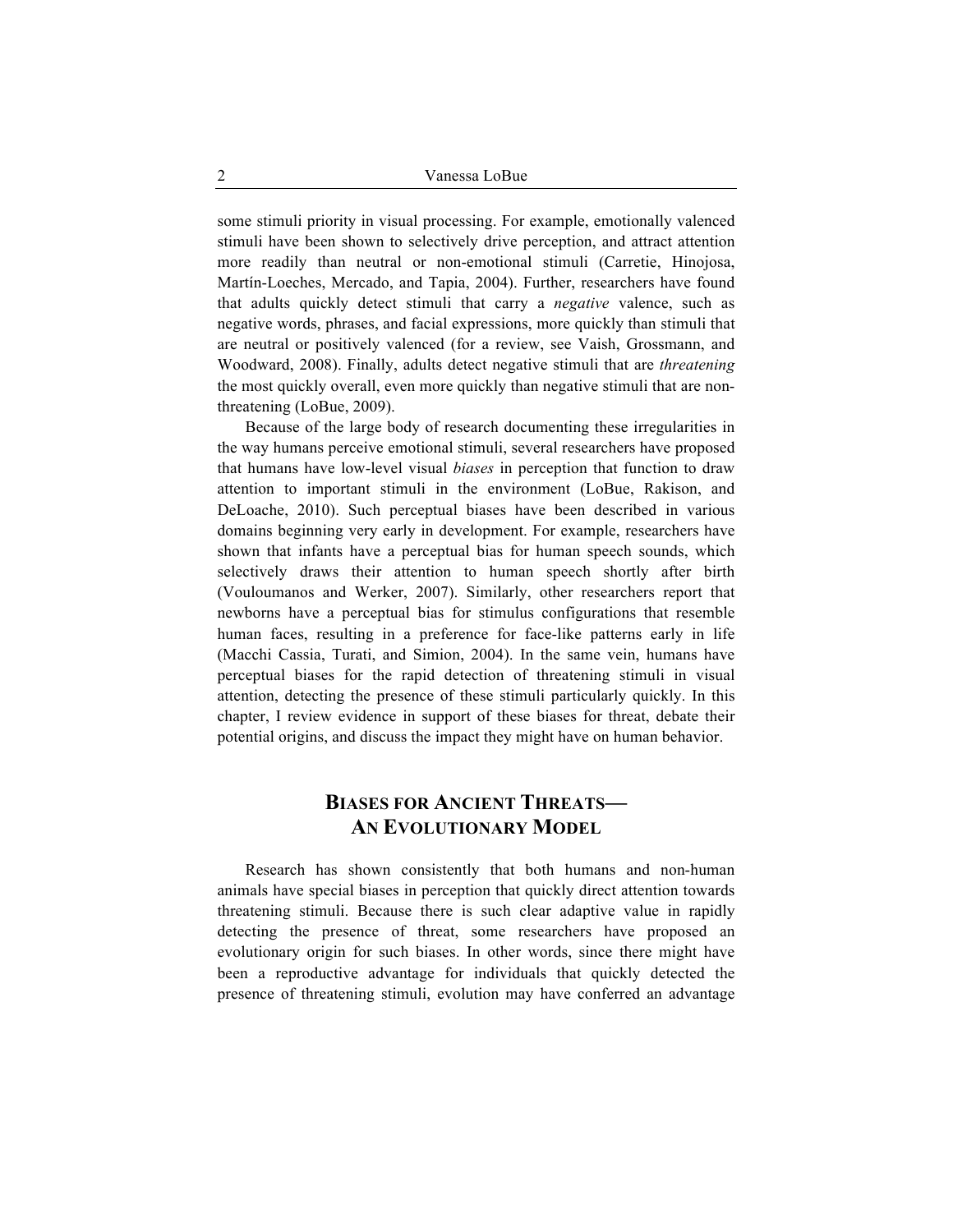some stimuli priority in visual processing. For example, emotionally valenced stimuli have been shown to selectively drive perception, and attract attention more readily than neutral or non-emotional stimuli (Carretie, Hinojosa, Martín-Loeches, Mercado, and Tapia, 2004). Further, researchers have found that adults quickly detect stimuli that carry a *negative* valence, such as negative words, phrases, and facial expressions, more quickly than stimuli that are neutral or positively valenced (for a review, see Vaish, Grossmann, and Woodward, 2008). Finally, adults detect negative stimuli that are *threatening* the most quickly overall, even more quickly than negative stimuli that are non-threatening (LoBue, 2009).

Because of the large body of research documenting these irregularities in the way humans perceive emotional stimuli, several researchers have proposed that humans have low-level visual *biases* in perception that function to draw attention to important stimuli in the environment (LoBue, Rakison, and DeLoache, 2010). Such perceptual biases have been described in various domains beginning very early in development. For example, researchers have shown that infants have a perceptual bias for human speech sounds, which selectively draws their attention to human speech shortly after birth (Vouloumanos and Werker, 2007). Similarly, other researchers report that newborns have a perceptual bias for stimulus configurations that resemble human faces, resulting in a preference for face-like patterns early in life (Macchi Cassia, Turati, and Simion, 2004). In the same vein, humans have perceptual biases for the rapid detection of threatening stimuli in visual attention, detecting the presence of these stimuli particularly quickly. In this chapter, I review evidence in support of these biases for threat, debate their potential origins, and discuss the impact they might have on human behavior.

## BIASES FOR ANCIENT THREATS—AN EVOLUTIONARY MODEL

Research has shown consistently that both humans and non-human animals have special biases in perception that quickly direct attention towards threatening stimuli. Because there is such clear adaptive value in rapidly detecting the presence of threat, some researchers have proposed an evolutionary origin for such biases. In other words, since there might have been a reproductive advantage for individuals that quickly detected the presence of threatening stimuli, evolution may have conferred an advantage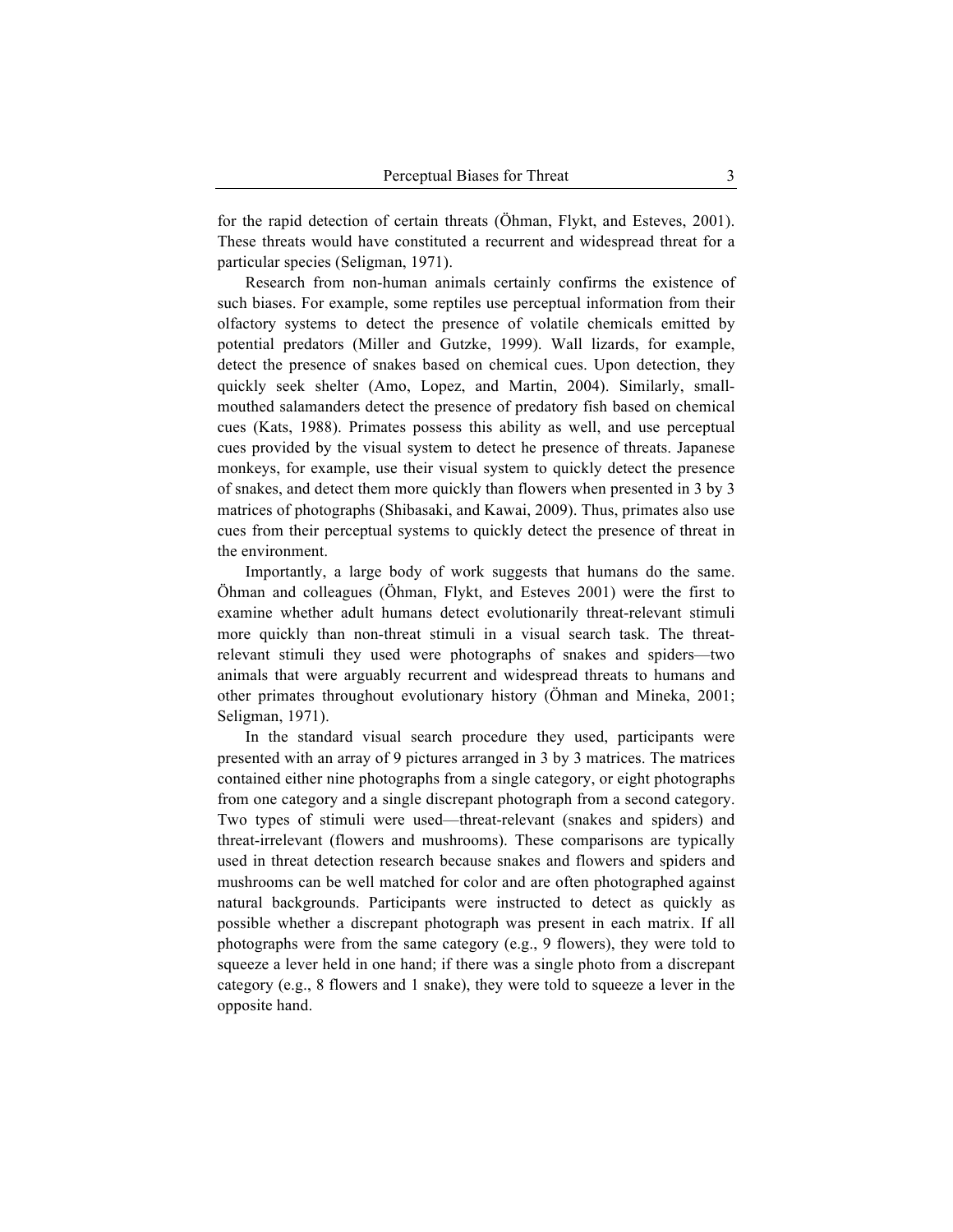for the rapid detection of certain threats (Öhman, Flykt, and Esteves, 2001). These threats would have constituted a recurrent and widespread threat for a particular species (Seligman, 1971).

Research from non-human animals certainly confirms the existence of such biases. For example, some reptiles use perceptual information from their olfactory systems to detect the presence of volatile chemicals emitted by potential predators (Miller and Gutzke, 1999). Wall lizards, for example, detect the presence of snakes based on chemical cues. Upon detection, they quickly seek shelter (Amo, Lopez, and Martin, 2004). Similarly, small-mouthed salamanders detect the presence of predatory fish based on chemical cues (Kats, 1988). Primates possess this ability as well, and use perceptual cues provided by the visual system to detect he presence of threats. Japanese monkeys, for example, use their visual system to quickly detect the presence of snakes, and detect them more quickly than flowers when presented in 3 by 3 matrices of photographs (Shibasaki, and Kawai, 2009). Thus, primates also use cues from their perceptual systems to quickly detect the presence of threat in the environment.

Importantly, a large body of work suggests that humans do the same. Öhman and colleagues (Öhman, Flykt, and Esteves 2001) were the first to examine whether adult humans detect evolutionarily threat-relevant stimuli more quickly than non-threat stimuli in a visual search task. The threat-relevant stimuli they used were photographs of snakes and spiders—two animals that were arguably recurrent and widespread threats to humans and other primates throughout evolutionary history (Öhman and Mineka, 2001; Seligman, 1971).

In the standard visual search procedure they used, participants were presented with an array of 9 pictures arranged in 3 by 3 matrices. The matrices contained either nine photographs from a single category, or eight photographs from one category and a single discrepant photograph from a second category. Two types of stimuli were used—threat-relevant (snakes and spiders) and threat-irrelevant (flowers and mushrooms). These comparisons are typically used in threat detection research because snakes and flowers and spiders and mushrooms can be well matched for color and are often photographed against natural backgrounds. Participants were instructed to detect as quickly as possible whether a discrepant photograph was present in each matrix. If all photographs were from the same category (e.g., 9 flowers), they were told to squeeze a lever held in one hand; if there was a single photo from a discrepant category (e.g., 8 flowers and 1 snake), they were told to squeeze a lever in the opposite hand.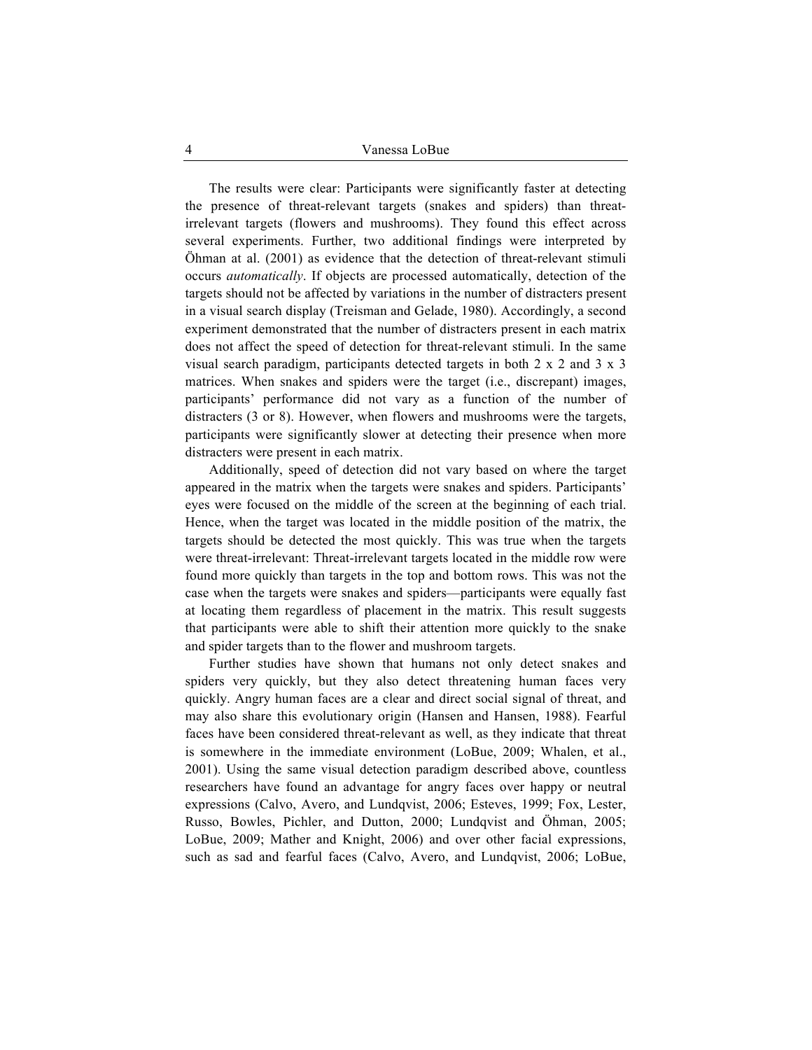The results were clear: Participants were significantly faster at detecting the presence of threat-relevant targets (snakes and spiders) than threat-irrelevant targets (flowers and mushrooms). They found this effect across several experiments. Further, two additional findings were interpreted by Öhman at al. (2001) as evidence that the detection of threat-relevant stimuli occurs *automatically*. If objects are processed automatically, detection of the targets should not be affected by variations in the number of distracters present in a visual search display (Treisman and Gelade, 1980). Accordingly, a second experiment demonstrated that the number of distracters present in each matrix does not affect the speed of detection for threat-relevant stimuli. In the same visual search paradigm, participants detected targets in both 2 x 2 and 3 x 3 matrices. When snakes and spiders were the target (i.e., discrepant) images, participants' performance did not vary as a function of the number of distracters (3 or 8). However, when flowers and mushrooms were the targets, participants were significantly slower at detecting their presence when more distracters were present in each matrix.

Additionally, speed of detection did not vary based on where the target appeared in the matrix when the targets were snakes and spiders. Participants' eyes were focused on the middle of the screen at the beginning of each trial. Hence, when the target was located in the middle position of the matrix, the targets should be detected the most quickly. This was true when the targets were threat-irrelevant: Threat-irrelevant targets located in the middle row were found more quickly than targets in the top and bottom rows. This was not the case when the targets were snakes and spiders—participants were equally fast at locating them regardless of placement in the matrix. This result suggests that participants were able to shift their attention more quickly to the snake and spider targets than to the flower and mushroom targets.

Further studies have shown that humans not only detect snakes and spiders very quickly, but they also detect threatening human faces very quickly. Angry human faces are a clear and direct social signal of threat, and may also share this evolutionary origin (Hansen and Hansen, 1988). Fearful faces have been considered threat-relevant as well, as they indicate that threat is somewhere in the immediate environment (LoBue, 2009; Whalen, et al., 2001). Using the same visual detection paradigm described above, countless researchers have found an advantage for angry faces over happy or neutral expressions (Calvo, Avero, and Lundqvist, 2006; Esteves, 1999; Fox, Lester, Russo, Bowles, Pichler, and Dutton, 2000; Lundqvist and Öhman, 2005; LoBue, 2009; Mather and Knight, 2006) and over other facial expressions, such as sad and fearful faces (Calvo, Avero, and Lundqvist, 2006; LoBue,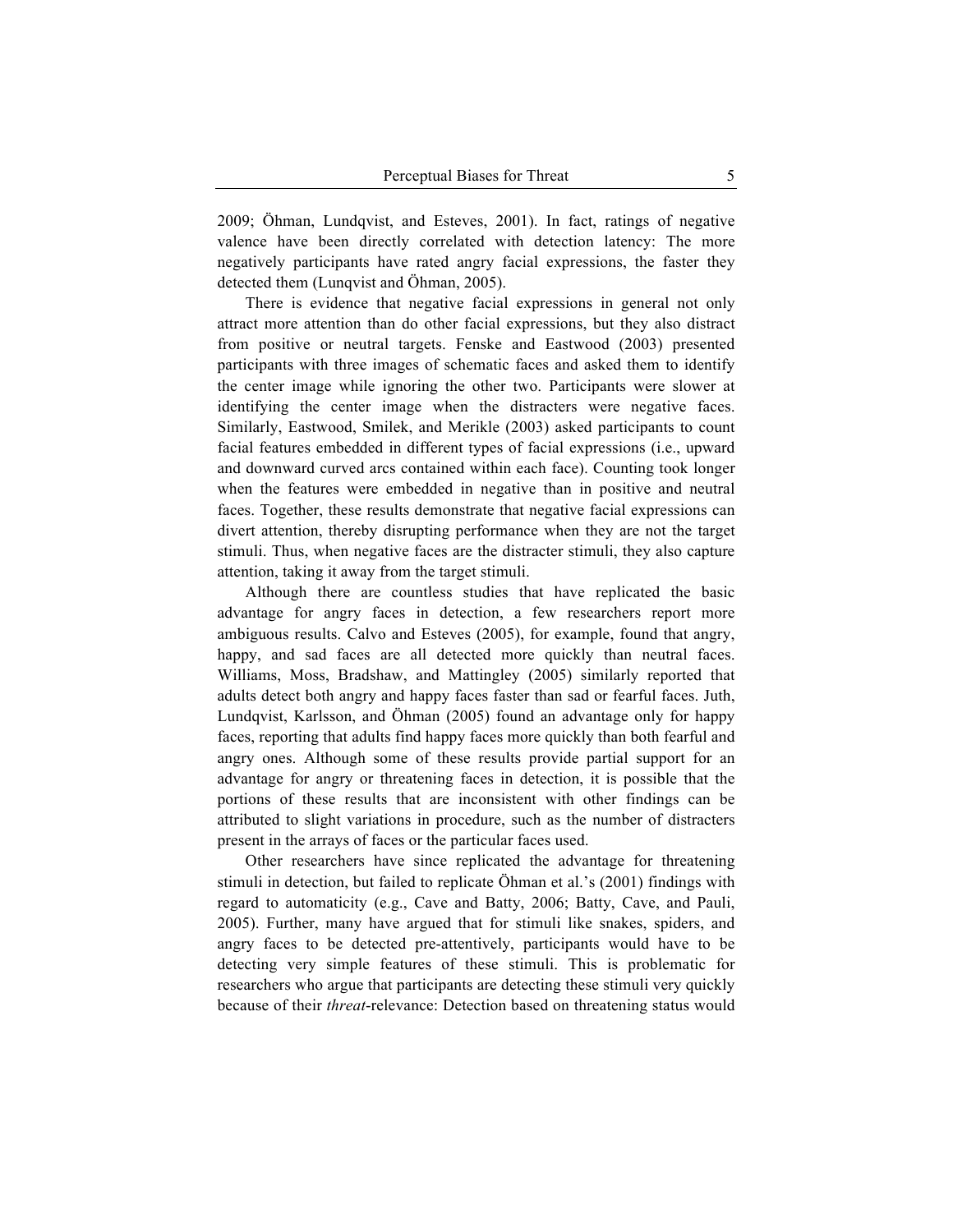2009; Öhman, Lundqvist, and Esteves, 2001). In fact, ratings of negative valence have been directly correlated with detection latency: The more negatively participants have rated angry facial expressions, the faster they detected them (Lunqvist and Öhman, 2005).

There is evidence that negative facial expressions in general not only attract more attention than do other facial expressions, but they also distract from positive or neutral targets. Fenske and Eastwood (2003) presented participants with three images of schematic faces and asked them to identify the center image while ignoring the other two. Participants were slower at identifying the center image when the distracters were negative faces. Similarly, Eastwood, Smilek, and Merikle (2003) asked participants to count facial features embedded in different types of facial expressions (i.e., upward and downward curved arcs contained within each face). Counting took longer when the features were embedded in negative than in positive and neutral faces. Together, these results demonstrate that negative facial expressions can divert attention, thereby disrupting performance when they are not the target stimuli. Thus, when negative faces are the distracter stimuli, they also capture attention, taking it away from the target stimuli.

Although there are countless studies that have replicated the basic advantage for angry faces in detection, a few researchers report more ambiguous results. Calvo and Esteves (2005), for example, found that angry, happy, and sad faces are all detected more quickly than neutral faces. Williams, Moss, Bradshaw, and Mattingley (2005) similarly reported that adults detect both angry and happy faces faster than sad or fearful faces. Juth, Lundqvist, Karlsson, and Öhman (2005) found an advantage only for happy faces, reporting that adults find happy faces more quickly than both fearful and angry ones. Although some of these results provide partial support for an advantage for angry or threatening faces in detection, it is possible that the portions of these results that are inconsistent with other findings can be attributed to slight variations in procedure, such as the number of distracters present in the arrays of faces or the particular faces used.

Other researchers have since replicated the advantage for threatening stimuli in detection, but failed to replicate Öhman et al.'s (2001) findings with regard to automaticity (e.g., Cave and Batty, 2006; Batty, Cave, and Pauli, 2005). Further, many have argued that for stimuli like snakes, spiders, and angry faces to be detected pre-attentively, participants would have to be detecting very simple features of these stimuli. This is problematic for researchers who argue that participants are detecting these stimuli very quickly because of their *threat*-relevance: Detection based on threatening status would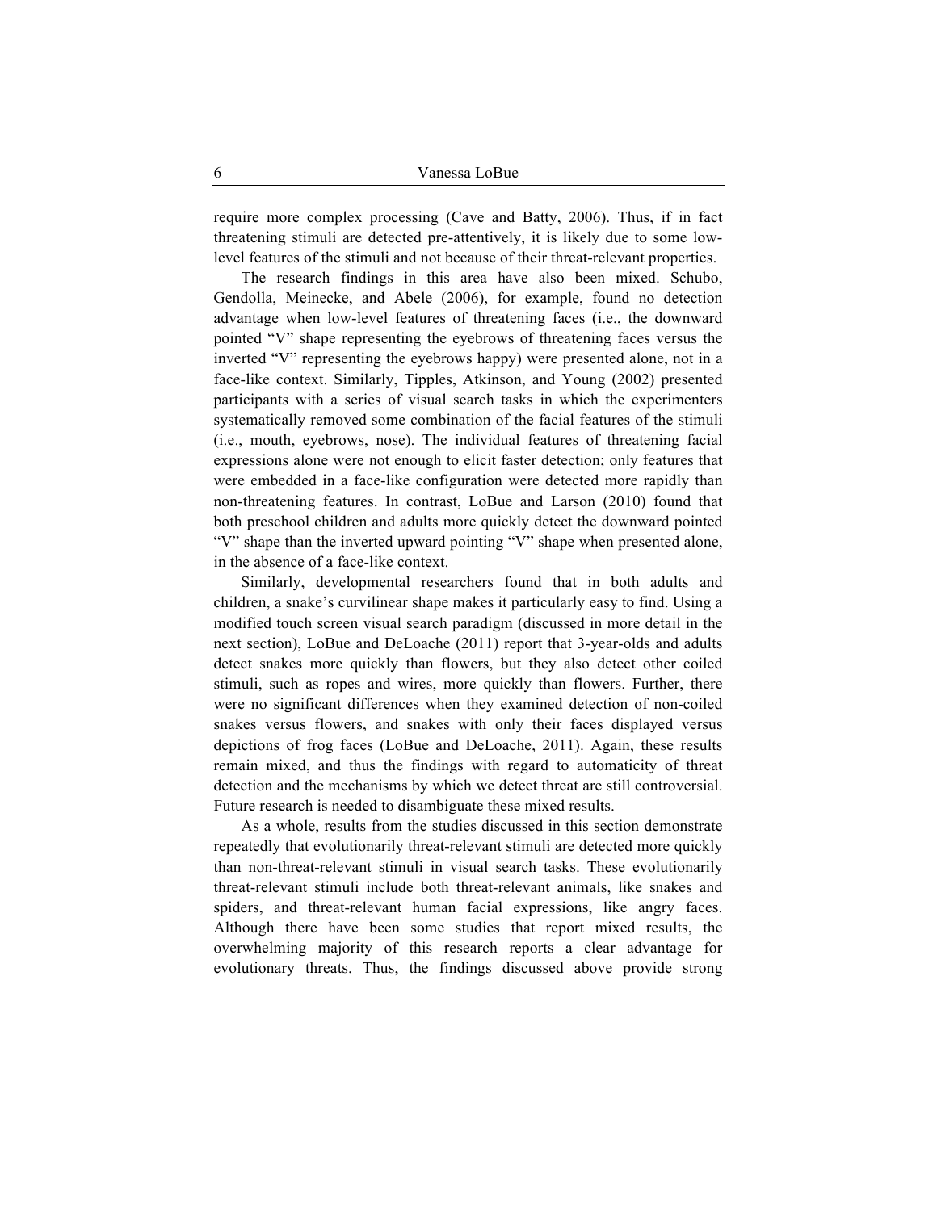require more complex processing (Cave and Batty, 2006). Thus, if in fact threatening stimuli are detected pre-attentively, it is likely due to some low-level features of the stimuli and not because of their threat-relevant properties.

The research findings in this area have also been mixed. Schubo, Gendolla, Meinecke, and Abele (2006), for example, found no detection advantage when low-level features of threatening faces (i.e., the downward pointed "V" shape representing the eyebrows of threatening faces versus the inverted "V" representing the eyebrows happy) were presented alone, not in a face-like context. Similarly, Tipples, Atkinson, and Young (2002) presented participants with a series of visual search tasks in which the experimenters systematically removed some combination of the facial features of the stimuli (i.e., mouth, eyebrows, nose). The individual features of threatening facial expressions alone were not enough to elicit faster detection; only features that were embedded in a face-like configuration were detected more rapidly than non-threatening features. In contrast, LoBue and Larson (2010) found that both preschool children and adults more quickly detect the downward pointed "V" shape than the inverted upward pointing "V" shape when presented alone, in the absence of a face-like context.

Similarly, developmental researchers found that in both adults and children, a snake's curvilinear shape makes it particularly easy to find. Using a modified touch screen visual search paradigm (discussed in more detail in the next section), LoBue and DeLoache (2011) report that 3-year-olds and adults detect snakes more quickly than flowers, but they also detect other coiled stimuli, such as ropes and wires, more quickly than flowers. Further, there were no significant differences when they examined detection of non-coiled snakes versus flowers, and snakes with only their faces displayed versus depictions of frog faces (LoBue and DeLoache, 2011). Again, these results remain mixed, and thus the findings with regard to automaticity of threat detection and the mechanisms by which we detect threat are still controversial. Future research is needed to disambiguate these mixed results.

As a whole, results from the studies discussed in this section demonstrate repeatedly that evolutionarily threat-relevant stimuli are detected more quickly than non-threat-relevant stimuli in visual search tasks. These evolutionarily threat-relevant stimuli include both threat-relevant animals, like snakes and spiders, and threat-relevant human facial expressions, like angry faces. Although there have been some studies that report mixed results, the overwhelming majority of this research reports a clear advantage for evolutionary threats. Thus, the findings discussed above provide strong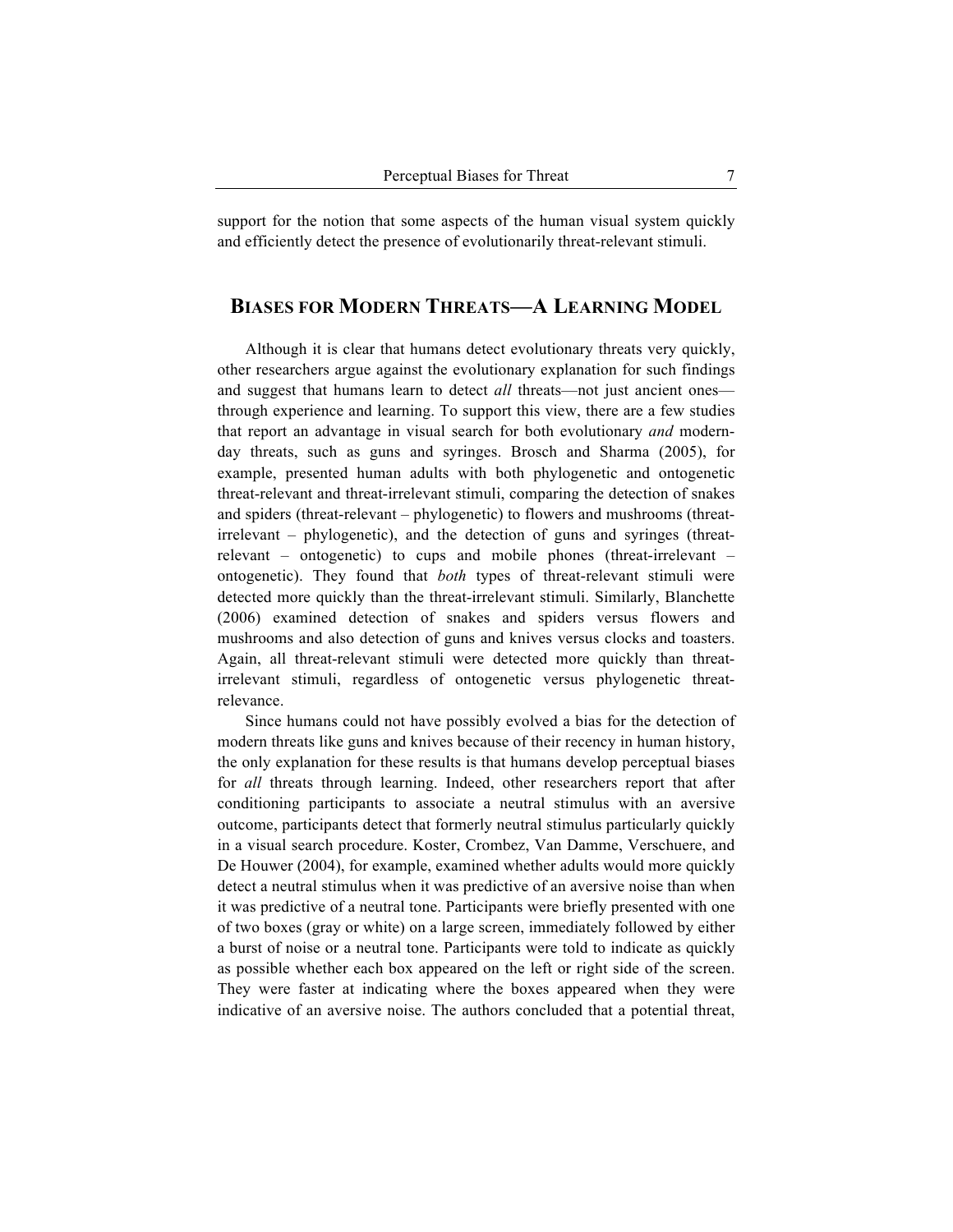support for the notion that some aspects of the human visual system quickly and efficiently detect the presence of evolutionarily threat-relevant stimuli.

## BIASES FOR MODERN THREATS—A LEARNING MODEL

Although it is clear that humans detect evolutionary threats very quickly, other researchers argue against the evolutionary explanation for such findings and suggest that humans learn to detect *all* threats—not just ancient ones—through experience and learning. To support this view, there are a few studies that report an advantage in visual search for both evolutionary *and* modern-day threats, such as guns and syringes. Brosch and Sharma (2005), for example, presented human adults with both phylogenetic and ontogenetic threat-relevant and threat-irrelevant stimuli, comparing the detection of snakes and spiders (threat-relevant – phylogenetic) to flowers and mushrooms (threat-irrelevant – phylogenetic), and the detection of guns and syringes (threat-relevant – ontogenetic) to cups and mobile phones (threat-irrelevant – ontogenetic). They found that *both* types of threat-relevant stimuli were detected more quickly than the threat-irrelevant stimuli. Similarly, Blanchette (2006) examined detection of snakes and spiders versus flowers and mushrooms and also detection of guns and knives versus clocks and toasters. Again, all threat-relevant stimuli were detected more quickly than threat-irrelevant stimuli, regardless of ontogenetic versus phylogenetic threat-relevance.

Since humans could not have possibly evolved a bias for the detection of modern threats like guns and knives because of their recency in human history, the only explanation for these results is that humans develop perceptual biases for *all* threats through learning. Indeed, other researchers report that after conditioning participants to associate a neutral stimulus with an aversive outcome, participants detect that formerly neutral stimulus particularly quickly in a visual search procedure. Koster, Crombez, Van Damme, Verschuere, and De Houwer (2004), for example, examined whether adults would more quickly detect a neutral stimulus when it was predictive of an aversive noise than when it was predictive of a neutral tone. Participants were briefly presented with one of two boxes (gray or white) on a large screen, immediately followed by either a burst of noise or a neutral tone. Participants were told to indicate as quickly as possible whether each box appeared on the left or right side of the screen. They were faster at indicating where the boxes appeared when they were indicative of an aversive noise. The authors concluded that a potential threat,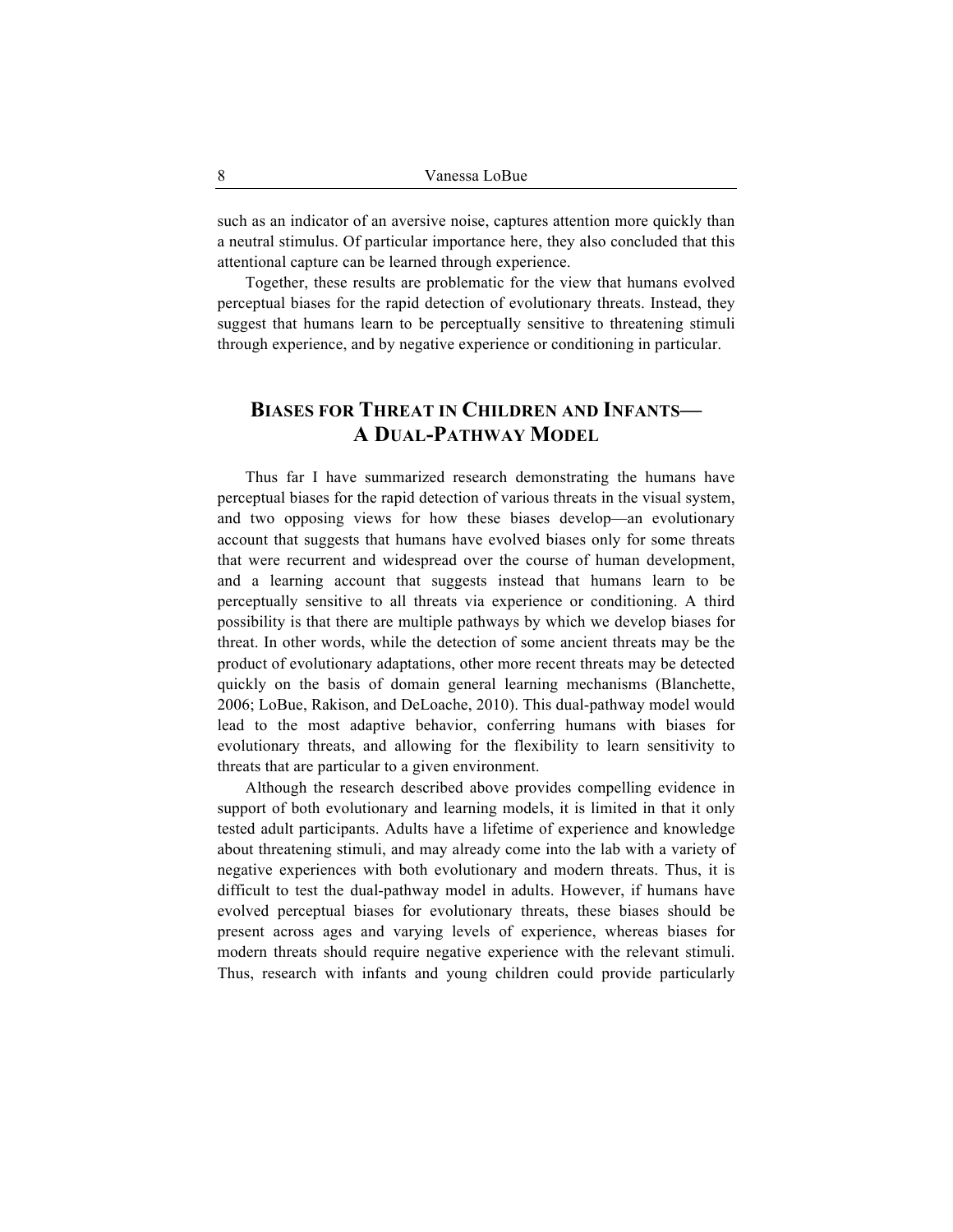such as an indicator of an aversive noise, captures attention more quickly than a neutral stimulus. Of particular importance here, they also concluded that this attentional capture can be learned through experience.

Together, these results are problematic for the view that humans evolved perceptual biases for the rapid detection of evolutionary threats. Instead, they suggest that humans learn to be perceptually sensitive to threatening stimuli through experience, and by negative experience or conditioning in particular.

## Biases for Threat in Children and Infants—A Dual-Pathway Model

Thus far I have summarized research demonstrating the humans have perceptual biases for the rapid detection of various threats in the visual system, and two opposing views for how these biases develop—an evolutionary account that suggests that humans have evolved biases only for some threats that were recurrent and widespread over the course of human development, and a learning account that suggests instead that humans learn to be perceptually sensitive to all threats via experience or conditioning. A third possibility is that there are multiple pathways by which we develop biases for threat. In other words, while the detection of some ancient threats may be the product of evolutionary adaptations, other more recent threats may be detected quickly on the basis of domain general learning mechanisms (Blanchette, 2006; LoBue, Rakison, and DeLoache, 2010). This dual-pathway model would lead to the most adaptive behavior, conferring humans with biases for evolutionary threats, and allowing for the flexibility to learn sensitivity to threats that are particular to a given environment.

Although the research described above provides compelling evidence in support of both evolutionary and learning models, it is limited in that it only tested adult participants. Adults have a lifetime of experience and knowledge about threatening stimuli, and may already come into the lab with a variety of negative experiences with both evolutionary and modern threats. Thus, it is difficult to test the dual-pathway model in adults. However, if humans have evolved perceptual biases for evolutionary threats, these biases should be present across ages and varying levels of experience, whereas biases for modern threats should require negative experience with the relevant stimuli. Thus, research with infants and young children could provide particularly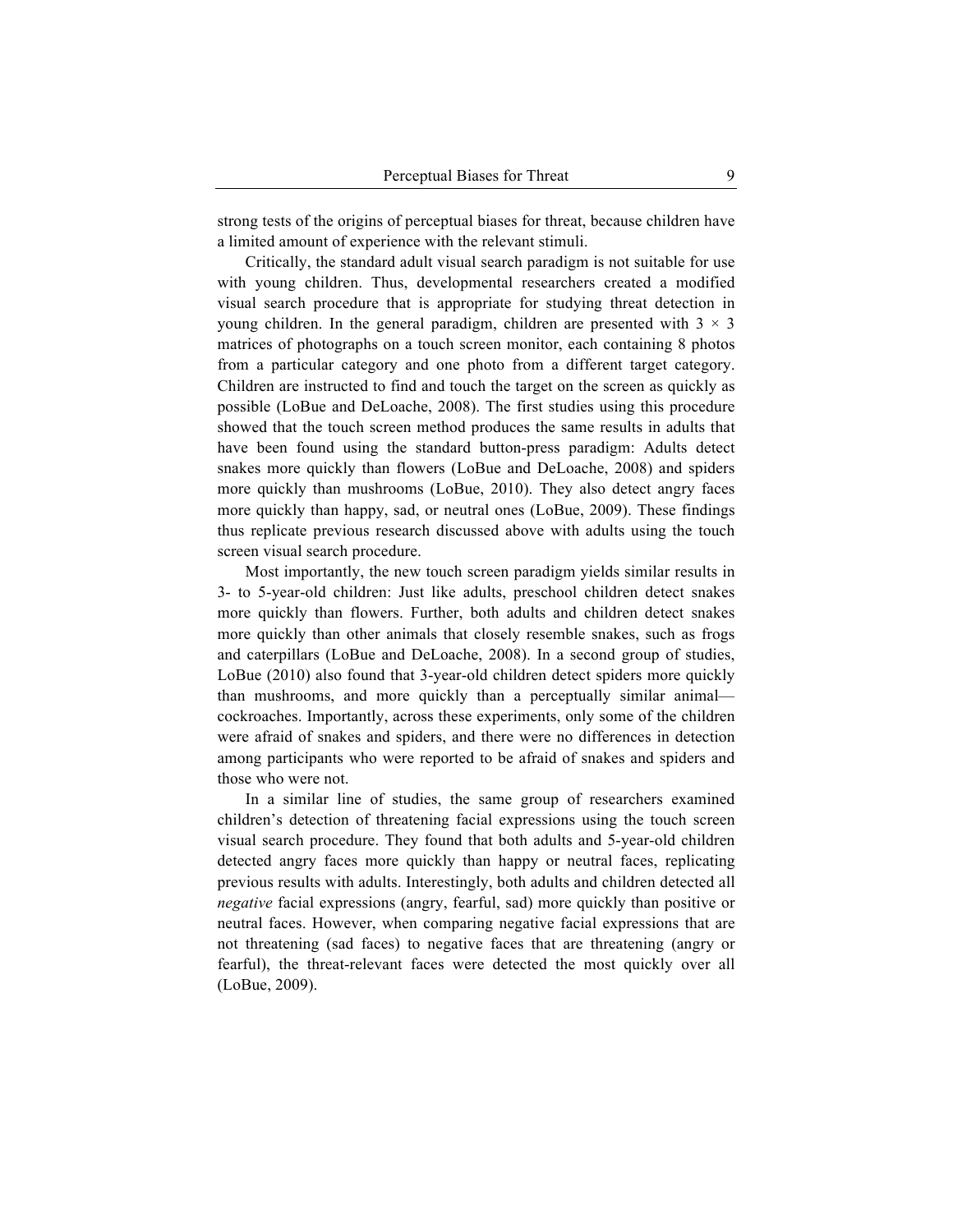strong tests of the origins of perceptual biases for threat, because children have a limited amount of experience with the relevant stimuli.

Critically, the standard adult visual search paradigm is not suitable for use with young children. Thus, developmental researchers created a modified visual search procedure that is appropriate for studying threat detection in young children. In the general paradigm, children are presented with $3 \times 3$ matrices of photographs on a touch screen monitor, each containing 8 photos from a particular category and one photo from a different target category. Children are instructed to find and touch the target on the screen as quickly as possible (LoBue and DeLoache, 2008). The first studies using this procedure showed that the touch screen method produces the same results in adults that have been found using the standard button-press paradigm: Adults detect snakes more quickly than flowers (LoBue and DeLoache, 2008) and spiders more quickly than mushrooms (LoBue, 2010). They also detect angry faces more quickly than happy, sad, or neutral ones (LoBue, 2009). These findings thus replicate previous research discussed above with adults using the touch screen visual search procedure.

Most importantly, the new touch screen paradigm yields similar results in 3- to 5-year-old children: Just like adults, preschool children detect snakes more quickly than flowers. Further, both adults and children detect snakes more quickly than other animals that closely resemble snakes, such as frogs and caterpillars (LoBue and DeLoache, 2008). In a second group of studies, LoBue (2010) also found that 3-year-old children detect spiders more quickly than mushrooms, and more quickly than a perceptually similar animal—cockroaches. Importantly, across these experiments, only some of the children were afraid of snakes and spiders, and there were no differences in detection among participants who were reported to be afraid of snakes and spiders and those who were not.

In a similar line of studies, the same group of researchers examined children's detection of threatening facial expressions using the touch screen visual search procedure. They found that both adults and 5-year-old children detected angry faces more quickly than happy or neutral faces, replicating previous results with adults. Interestingly, both adults and children detected all *negative* facial expressions (angry, fearful, sad) more quickly than positive or neutral faces. However, when comparing negative facial expressions that are not threatening (sad faces) to negative faces that are threatening (angry or fearful), the threat-relevant faces were detected the most quickly over all (LoBue, 2009).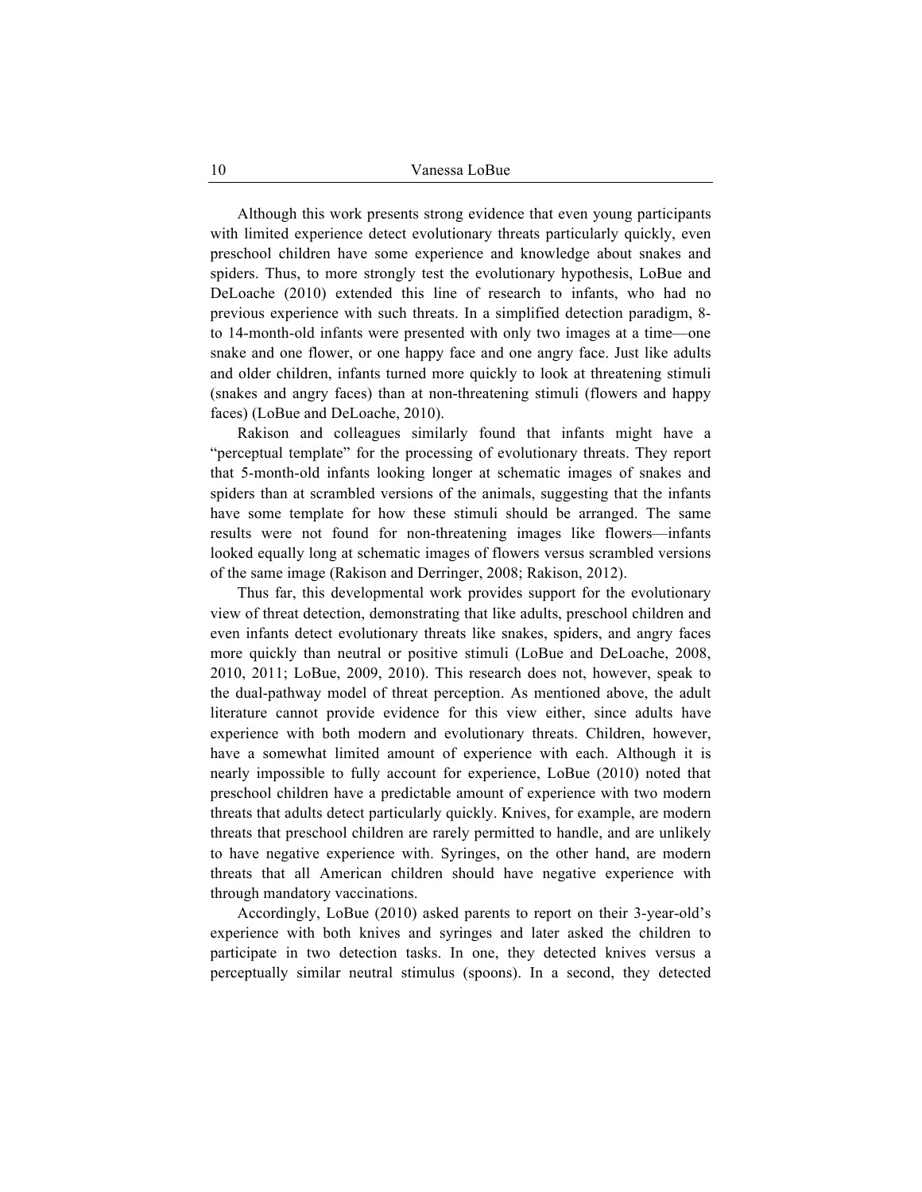Although this work presents strong evidence that even young participants with limited experience detect evolutionary threats particularly quickly, even preschool children have some experience and knowledge about snakes and spiders. Thus, to more strongly test the evolutionary hypothesis, LoBue and DeLoache (2010) extended this line of research to infants, who had no previous experience with such threats. In a simplified detection paradigm, 8- to 14-month-old infants were presented with only two images at a time—one snake and one flower, or one happy face and one angry face. Just like adults and older children, infants turned more quickly to look at threatening stimuli (snakes and angry faces) than at non-threatening stimuli (flowers and happy faces) (LoBue and DeLoache, 2010).

Rakison and colleagues similarly found that infants might have a "perceptual template" for the processing of evolutionary threats. They report that 5-month-old infants looking longer at schematic images of snakes and spiders than at scrambled versions of the animals, suggesting that the infants have some template for how these stimuli should be arranged. The same results were not found for non-threatening images like flowers—infants looked equally long at schematic images of flowers versus scrambled versions of the same image (Rakison and Derringer, 2008; Rakison, 2012).

Thus far, this developmental work provides support for the evolutionary view of threat detection, demonstrating that like adults, preschool children and even infants detect evolutionary threats like snakes, spiders, and angry faces more quickly than neutral or positive stimuli (LoBue and DeLoache, 2008, 2010, 2011; LoBue, 2009, 2010). This research does not, however, speak to the dual-pathway model of threat perception. As mentioned above, the adult literature cannot provide evidence for this view either, since adults have experience with both modern and evolutionary threats. Children, however, have a somewhat limited amount of experience with each. Although it is nearly impossible to fully account for experience, LoBue (2010) noted that preschool children have a predictable amount of experience with two modern threats that adults detect particularly quickly. Knives, for example, are modern threats that preschool children are rarely permitted to handle, and are unlikely to have negative experience with. Syringes, on the other hand, are modern threats that all American children should have negative experience with through mandatory vaccinations.

Accordingly, LoBue (2010) asked parents to report on their 3-year-old's experience with both knives and syringes and later asked the children to participate in two detection tasks. In one, they detected knives versus a perceptually similar neutral stimulus (spoons). In a second, they detected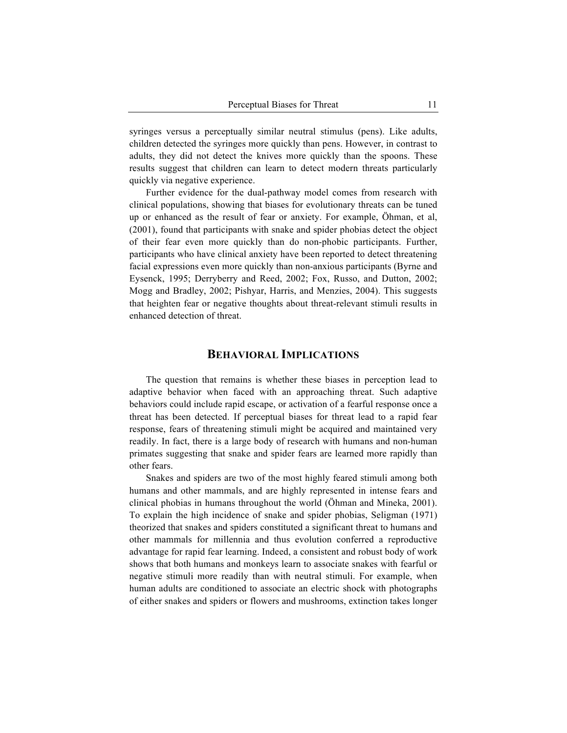syringes versus a perceptually similar neutral stimulus (pens). Like adults, children detected the syringes more quickly than pens. However, in contrast to adults, they did not detect the knives more quickly than the spoons. These results suggest that children can learn to detect modern threats particularly quickly via negative experience.

Further evidence for the dual-pathway model comes from research with clinical populations, showing that biases for evolutionary threats can be tuned up or enhanced as the result of fear or anxiety. For example, Öhman, et al, (2001), found that participants with snake and spider phobias detect the object of their fear even more quickly than do non-phobic participants. Further, participants who have clinical anxiety have been reported to detect threatening facial expressions even more quickly than non-anxious participants (Byrne and Eysenck, 1995; Derryberry and Reed, 2002; Fox, Russo, and Dutton, 2002; Mogg and Bradley, 2002; Pishyar, Harris, and Menzies, 2004). This suggests that heighten fear or negative thoughts about threat-relevant stimuli results in enhanced detection of threat.

## BEHAVIORAL IMPLICATIONS

The question that remains is whether these biases in perception lead to adaptive behavior when faced with an approaching threat. Such adaptive behaviors could include rapid escape, or activation of a fearful response once a threat has been detected. If perceptual biases for threat lead to a rapid fear response, fears of threatening stimuli might be acquired and maintained very readily. In fact, there is a large body of research with humans and non-human primates suggesting that snake and spider fears are learned more rapidly than other fears.

Snakes and spiders are two of the most highly feared stimuli among both humans and other mammals, and are highly represented in intense fears and clinical phobias in humans throughout the world (Öhman and Mineka, 2001). To explain the high incidence of snake and spider phobias, Seligman (1971) theorized that snakes and spiders constituted a significant threat to humans and other mammals for millennia and thus evolution conferred a reproductive advantage for rapid fear learning. Indeed, a consistent and robust body of work shows that both humans and monkeys learn to associate snakes with fearful or negative stimuli more readily than with neutral stimuli. For example, when human adults are conditioned to associate an electric shock with photographs of either snakes and spiders or flowers and mushrooms, extinction takes longer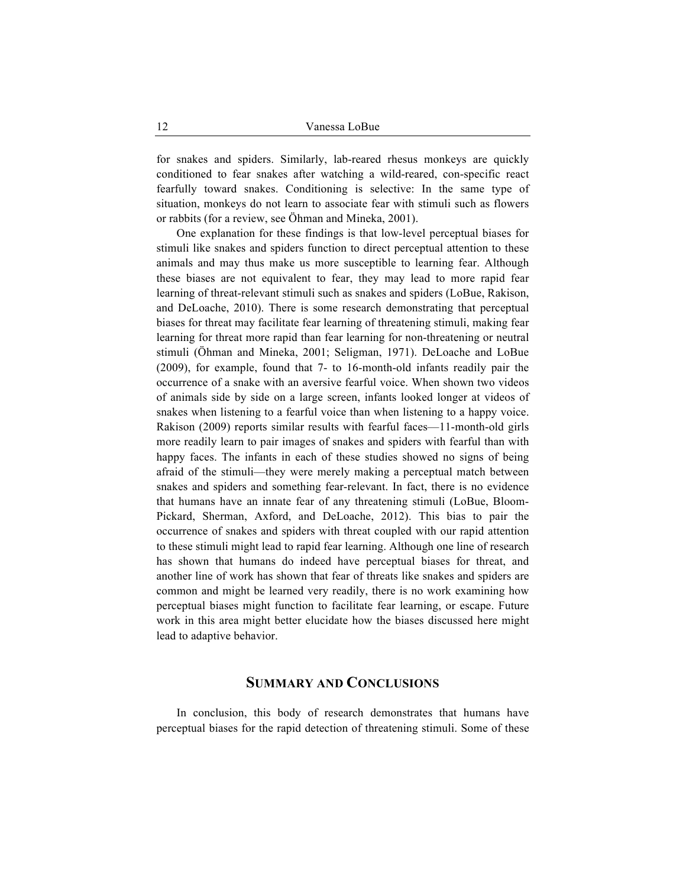for snakes and spiders. Similarly, lab-reared rhesus monkeys are quickly conditioned to fear snakes after watching a wild-reared, con-specific react fearfully toward snakes. Conditioning is selective: In the same type of situation, monkeys do not learn to associate fear with stimuli such as flowers or rabbits (for a review, see Öhman and Mineka, 2001).

One explanation for these findings is that low-level perceptual biases for stimuli like snakes and spiders function to direct perceptual attention to these animals and may thus make us more susceptible to learning fear. Although these biases are not equivalent to fear, they may lead to more rapid fear learning of threat-relevant stimuli such as snakes and spiders (LoBue, Rakison, and DeLoache, 2010). There is some research demonstrating that perceptual biases for threat may facilitate fear learning of threatening stimuli, making fear learning for threat more rapid than fear learning for non-threatening or neutral stimuli (Öhman and Mineka, 2001; Seligman, 1971). DeLoache and LoBue (2009), for example, found that 7- to 16-month-old infants readily pair the occurrence of a snake with an aversive fearful voice. When shown two videos of animals side by side on a large screen, infants looked longer at videos of snakes when listening to a fearful voice than when listening to a happy voice. Rakison (2009) reports similar results with fearful faces—11-month-old girls more readily learn to pair images of snakes and spiders with fearful than with happy faces. The infants in each of these studies showed no signs of being afraid of the stimuli—they were merely making a perceptual match between snakes and spiders and something fear-relevant. In fact, there is no evidence that humans have an innate fear of any threatening stimuli (LoBue, Bloom-Pickard, Sherman, Axford, and DeLoache, 2012). This bias to pair the occurrence of snakes and spiders with threat coupled with our rapid attention to these stimuli might lead to rapid fear learning. Although one line of research has shown that humans do indeed have perceptual biases for threat, and another line of work has shown that fear of threats like snakes and spiders are common and might be learned very readily, there is no work examining how perceptual biases might function to facilitate fear learning, or escape. Future work in this area might better elucidate how the biases discussed here might lead to adaptive behavior.

## SUMMARY AND CONCLUSIONS

In conclusion, this body of research demonstrates that humans have perceptual biases for the rapid detection of threatening stimuli. Some of these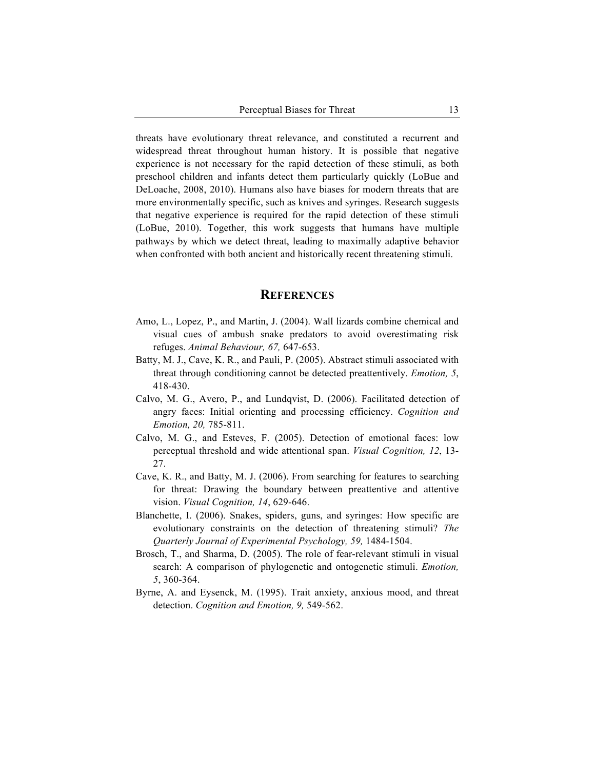threats have evolutionary threat relevance, and constituted a recurrent and widespread threat throughout human history. It is possible that negative experience is not necessary for the rapid detection of these stimuli, as both preschool children and infants detect them particularly quickly (LoBue and DeLoache, 2008, 2010). Humans also have biases for modern threats that are more environmentally specific, such as knives and syringes. Research suggests that negative experience is required for the rapid detection of these stimuli (LoBue, 2010). Together, this work suggests that humans have multiple pathways by which we detect threat, leading to maximally adaptive behavior when confronted with both ancient and historically recent threatening stimuli.

## REFERENCES

Amo, L., Lopez, P., and Martin, J. (2004). Wall lizards combine chemical and visual cues of ambush snake predators to avoid overestimating risk refuges. *Animal Behaviour, 67,* 647-653.

Batty, M. J., Cave, K. R., and Pauli, P. (2005). Abstract stimuli associated with threat through conditioning cannot be detected preattentively. *Emotion, 5*, 418-430.

Calvo, M. G., Avero, P., and Lundqvist, D. (2006). Facilitated detection of angry faces: Initial orienting and processing efficiency. *Cognition and Emotion, 20,* 785-811.

Calvo, M. G., and Esteves, F. (2005). Detection of emotional faces: low perceptual threshold and wide attentional span. *Visual Cognition, 12*, 13-27.

Cave, K. R., and Batty, M. J. (2006). From searching for features to searching for threat: Drawing the boundary between preattentive and attentive vision. *Visual Cognition, 14*, 629-646.

Blanchette, I. (2006). Snakes, spiders, guns, and syringes: How specific are evolutionary constraints on the detection of threatening stimuli? *The Quarterly Journal of Experimental Psychology, 59,* 1484-1504.

Brosch, T., and Sharma, D. (2005). The role of fear-relevant stimuli in visual search: A comparison of phylogenetic and ontogenetic stimuli. *Emotion, 5*, 360-364.

Byrne, A. and Eysenck, M. (1995). Trait anxiety, anxious mood, and threat detection. *Cognition and Emotion, 9,* 549-562.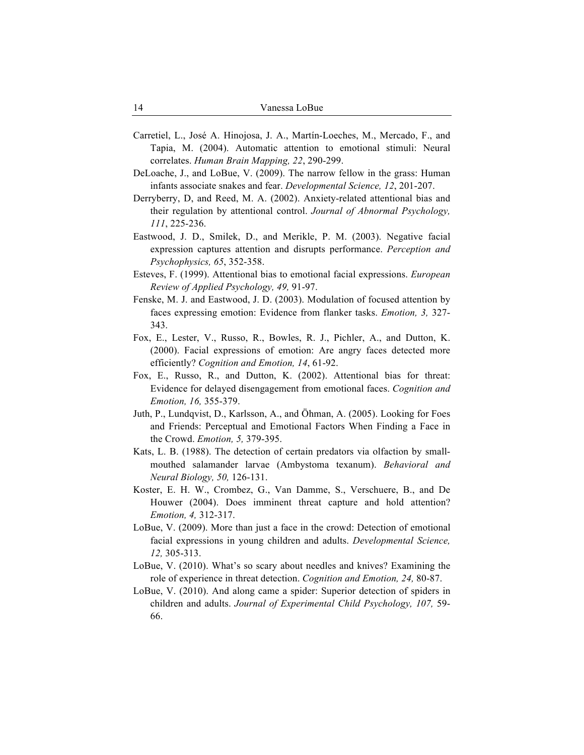Carretiel, L., José A. Hinojosa, J. A., Martín-Loeches, M., Mercado, F., and Tapia, M. (2004). Automatic attention to emotional stimuli: Neural correlates. *Human Brain Mapping, 22*, 290-299.

DeLoache, J., and LoBue, V. (2009). The narrow fellow in the grass: Human infants associate snakes and fear. *Developmental Science, 12*, 201-207.

Derryberry, D, and Reed, M. A. (2002). Anxiety-related attentional bias and their regulation by attentional control. *Journal of Abnormal Psychology, 111*, 225-236.

Eastwood, J. D., Smilek, D., and Merikle, P. M. (2003). Negative facial expression captures attention and disrupts performance. *Perception and Psychophysics, 65*, 352-358.

Esteves, F. (1999). Attentional bias to emotional facial expressions. *European Review of Applied Psychology, 49,* 91-97.

Fenske, M. J. and Eastwood, J. D. (2003). Modulation of focused attention by faces expressing emotion: Evidence from flanker tasks. *Emotion, 3,* 327-343.

Fox, E., Lester, V., Russo, R., Bowles, R. J., Pichler, A., and Dutton, K. (2000). Facial expressions of emotion: Are angry faces detected more efficiently? *Cognition and Emotion, 14*, 61-92.

Fox, E., Russo, R., and Dutton, K. (2002). Attentional bias for threat: Evidence for delayed disengagement from emotional faces. *Cognition and Emotion, 16,* 355-379.

Juth, P., Lundqvist, D., Karlsson, A., and Öhman, A. (2005). Looking for Foes and Friends: Perceptual and Emotional Factors When Finding a Face in the Crowd. *Emotion, 5,* 379-395.

Kats, L. B. (1988). The detection of certain predators via olfaction by small-mouthed salamander larvae (Ambystoma texanum). *Behavioral and Neural Biology, 50,* 126-131.

Koster, E. H. W., Crombez, G., Van Damme, S., Verschuere, B., and De Houwer (2004). Does imminent threat capture and hold attention? *Emotion, 4,* 312-317.

LoBue, V. (2009). More than just a face in the crowd: Detection of emotional facial expressions in young children and adults. *Developmental Science, 12,* 305-313.

LoBue, V. (2010). What's so scary about needles and knives? Examining the role of experience in threat detection. *Cognition and Emotion, 24,* 80-87.

LoBue, V. (2010). And along came a spider: Superior detection of spiders in children and adults. *Journal of Experimental Child Psychology, 107,* 59-66.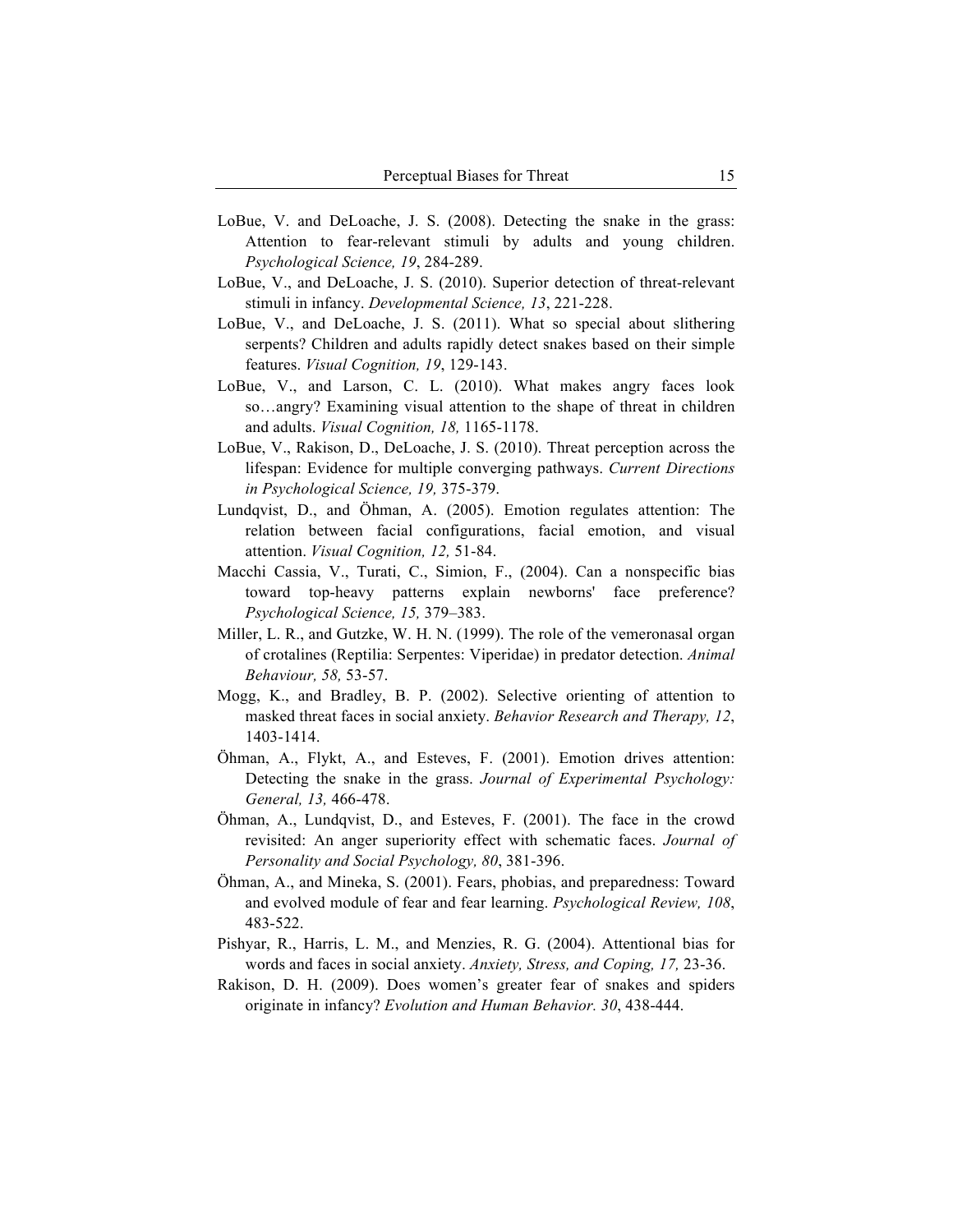LoBue, V. and DeLoache, J. S. (2008). Detecting the snake in the grass: Attention to fear-relevant stimuli by adults and young children. *Psychological Science, 19*, 284-289.

LoBue, V., and DeLoache, J. S. (2010). Superior detection of threat-relevant stimuli in infancy. *Developmental Science, 13*, 221-228.

LoBue, V., and DeLoache, J. S. (2011). What so special about slithering serpents? Children and adults rapidly detect snakes based on their simple features. *Visual Cognition, 19*, 129-143.

LoBue, V., and Larson, C. L. (2010). What makes angry faces look so…angry? Examining visual attention to the shape of threat in children and adults. *Visual Cognition, 18,* 1165-1178.

LoBue, V., Rakison, D., DeLoache, J. S. (2010). Threat perception across the lifespan: Evidence for multiple converging pathways. *Current Directions in Psychological Science, 19,* 375-379.

Lundqvist, D., and Öhman, A. (2005). Emotion regulates attention: The relation between facial configurations, facial emotion, and visual attention. *Visual Cognition, 12,* 51-84.

Macchi Cassia, V., Turati, C., Simion, F., (2004). Can a nonspecific bias toward top-heavy patterns explain newborns' face preference? *Psychological Science, 15,* 379–383.

Miller, L. R., and Gutzke, W. H. N. (1999). The role of the vemeronasal organ of crotalines (Reptilia: Serpentes: Viperidae) in predator detection. *Animal Behaviour, 58,* 53-57.

Mogg, K., and Bradley, B. P. (2002). Selective orienting of attention to masked threat faces in social anxiety. *Behavior Research and Therapy, 12*, 1403-1414.

Öhman, A., Flykt, A., and Esteves, F. (2001). Emotion drives attention: Detecting the snake in the grass. *Journal of Experimental Psychology: General, 13,* 466-478.

Öhman, A., Lundqvist, D., and Esteves, F. (2001). The face in the crowd revisited: An anger superiority effect with schematic faces. *Journal of Personality and Social Psychology, 80*, 381-396.

Öhman, A., and Mineka, S. (2001). Fears, phobias, and preparedness: Toward and evolved module of fear and fear learning. *Psychological Review, 108*, 483-522.

Pishyar, R., Harris, L. M., and Menzies, R. G. (2004). Attentional bias for words and faces in social anxiety. *Anxiety, Stress, and Coping, 17,* 23-36.

Rakison, D. H. (2009). Does women's greater fear of snakes and spiders originate in infancy? *Evolution and Human Behavior. 30*, 438-444.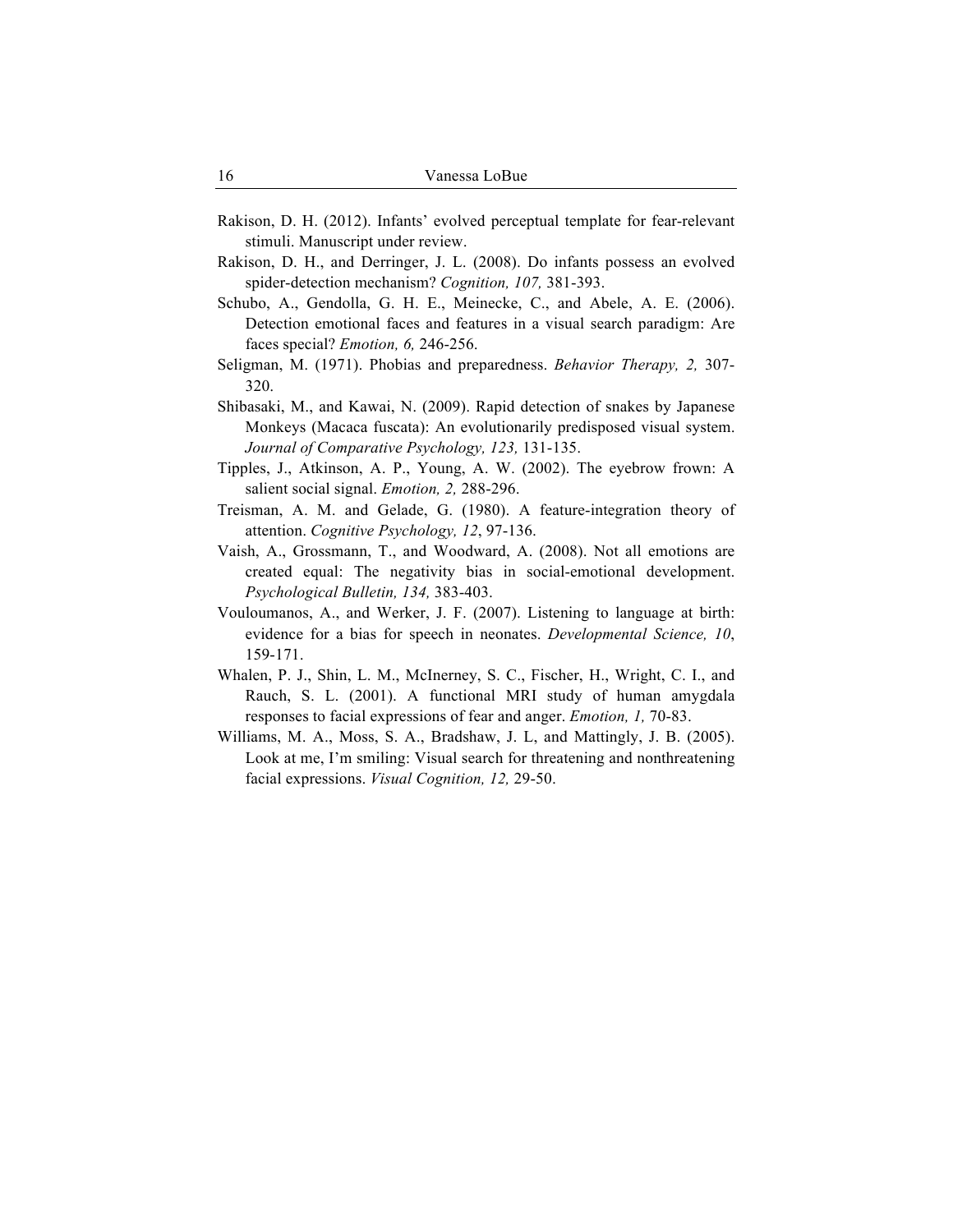Rakison, D. H. (2012). Infants' evolved perceptual template for fear-relevant stimuli. Manuscript under review.

Rakison, D. H., and Derringer, J. L. (2008). Do infants possess an evolved spider-detection mechanism? *Cognition, 107,* 381-393.

Schubo, A., Gendolla, G. H. E., Meinecke, C., and Abele, A. E. (2006). Detection emotional faces and features in a visual search paradigm: Are faces special? *Emotion, 6,* 246-256.

Seligman, M. (1971). Phobias and preparedness. *Behavior Therapy, 2,* 307-320.

Shibasaki, M., and Kawai, N. (2009). Rapid detection of snakes by Japanese Monkeys (Macaca fuscata): An evolutionarily predisposed visual system. *Journal of Comparative Psychology, 123,* 131-135.

Tipples, J., Atkinson, A. P., Young, A. W. (2002). The eyebrow frown: A salient social signal. *Emotion, 2,* 288-296.

Treisman, A. M. and Gelade, G. (1980). A feature-integration theory of attention. *Cognitive Psychology, 12*, 97-136.

Vaish, A., Grossmann, T., and Woodward, A. (2008). Not all emotions are created equal: The negativity bias in social-emotional development. *Psychological Bulletin, 134,* 383-403.

Vouloumanos, A., and Werker, J. F. (2007). Listening to language at birth: evidence for a bias for speech in neonates. *Developmental Science, 10*, 159-171.

Whalen, P. J., Shin, L. M., McInerney, S. C., Fischer, H., Wright, C. I., and Rauch, S. L. (2001). A functional MRI study of human amygdala responses to facial expressions of fear and anger. *Emotion, 1,* 70-83.

Williams, M. A., Moss, S. A., Bradshaw, J. L, and Mattingly, J. B. (2005). Look at me, I'm smiling: Visual search for threatening and nonthreatening facial expressions. *Visual Cognition, 12,* 29-50.